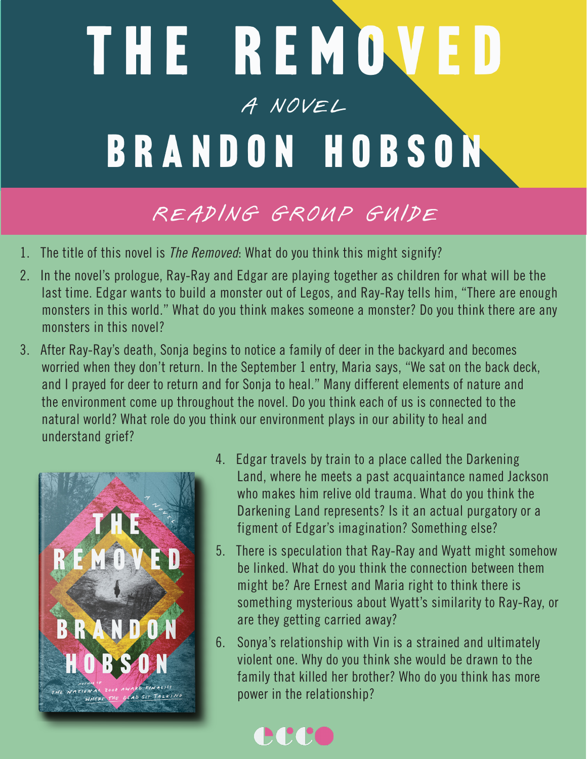# THE REMOVED

*A NOVEL*

## BRANDON HOBSON

### READING GROUP GUIDE

1. The title of this novel is *The Removed*: What do you think this might signify?
2. In the novel's prologue, Ray-Ray and Edgar are playing together as children for what will be the last time. Edgar wants to build a monster out of Legos, and Ray-Ray tells him, "There are enough monsters in this world." What do you think makes someone a monster? Do you think there are any monsters in this novel?
3. After Ray-Ray's death, Sonja begins to notice a family of deer in the backyard and becomes worried when they don't return. In the September 1 entry, Maria says, "We sat on the back deck, and I prayed for deer to return and for Sonja to heal." Many different elements of nature and the environment come up throughout the novel. Do you think each of us is connected to the natural world? What role do you think our environment plays in our ability to heal and understand grief?
4. Edgar travels by train to a place called the Darkening Land, where he meets a past acquaintance named Jackson who makes him relive old trauma. What do you think the Darkening Land represents? Is it an actual purgatory or a figment of Edgar's imagination? Something else?
5. There is speculation that Ray-Ray and Wyatt might somehow be linked. What do you think the connection between them might be? Are Ernest and Maria right to think there is something mysterious about Wyatt's similarity to Ray-Ray, or are they getting carried away?
6. Sonya's relationship with Vin is a strained and ultimately violent one. Why do you think she would be drawn to the family that killed her brother? Who do you think has more power in the relationship?

ecco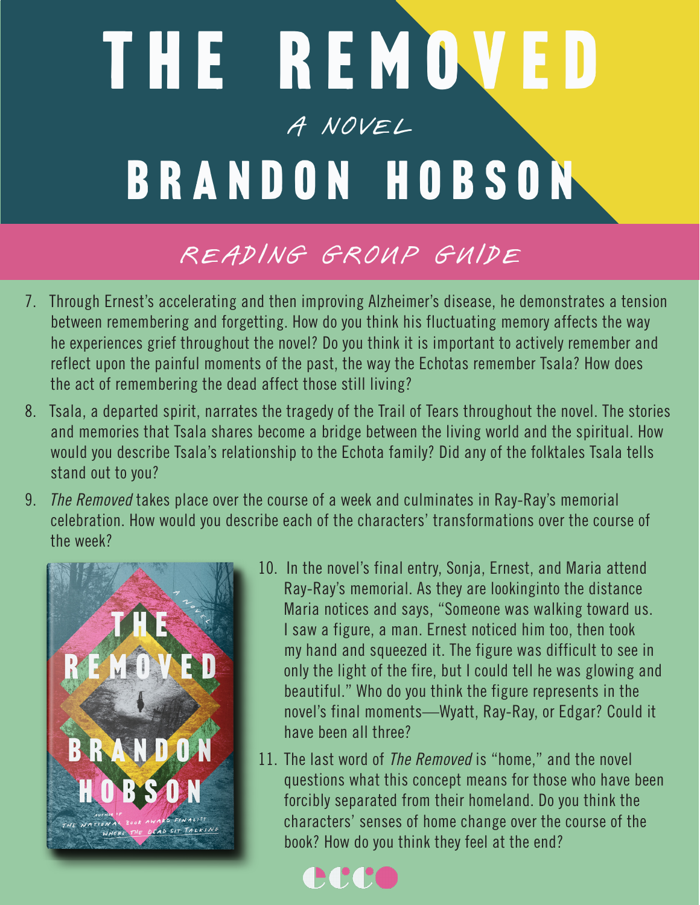# THE REMOVED

*A NOVEL*

# BRANDON HOBSON

## READING GROUP GUIDE

7. Through Ernest's accelerating and then improving Alzheimer's disease, he demonstrates a tension between remembering and forgetting. How do you think his fluctuating memory affects the way he experiences grief throughout the novel? Do you think it is important to actively remember and reflect upon the painful moments of the past, the way the Echotas remember Tsala? How does the act of remembering the dead affect those still living?

8. Tsala, a departed spirit, narrates the tragedy of the Trail of Tears throughout the novel. The stories and memories that Tsala shares become a bridge between the living world and the spiritual. How would you describe Tsala's relationship to the Echota family? Did any of the folktales Tsala tells stand out to you?

9. *The Removed* takes place over the course of a week and culminates in Ray-Ray's memorial celebration. How would you describe each of the characters' transformations over the course of the week?

10. In the novel's final entry, Sonja, Ernest, and Maria attend Ray-Ray's memorial. As they are lookinginto the distance Maria notices and says, "Someone was walking toward us. I saw a figure, a man. Ernest noticed him too, then took my hand and squeezed it. The figure was difficult to see in only the light of the fire, but I could tell he was glowing and beautiful." Who do you think the figure represents in the novel's final moments—Wyatt, Ray-Ray, or Edgar? Could it have been all three?

11. The last word of *The Removed* is "home," and the novel questions what this concept means for those who have been forcibly separated from their homeland. Do you think the characters' senses of home change over the course of the book? How do you think they feel at the end?

ecco